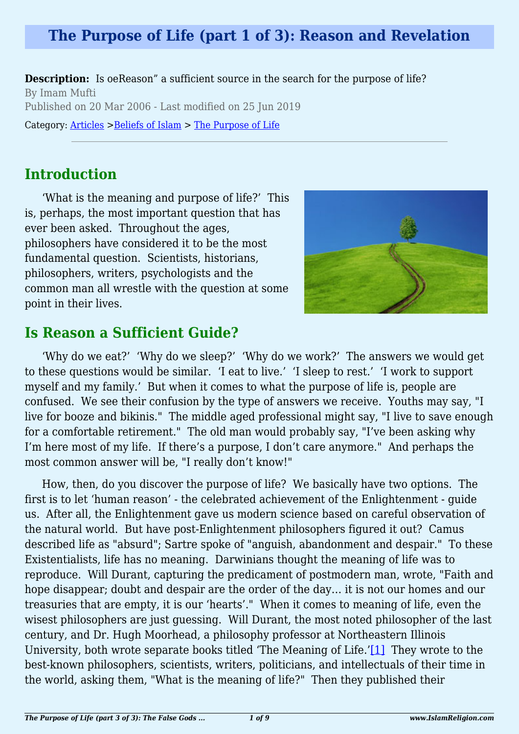# The Purpose of Life (part 1 of 3): Reason and Revelation

**Description:** Is oeReason" a sufficient source in the search for the purpose of life?

By Imam Mufti

Published on 20 Mar 2006 - Last modified on 25 Jun 2019

Category: Articles >Beliefs of Islam > The Purpose of Life

## Introduction

'What is the meaning and purpose of life?' This is, perhaps, the most important question that has ever been asked. Throughout the ages, philosophers have considered it to be the most fundamental question. Scientists, historians, philosophers, writers, psychologists and the common man all wrestle with the question at some point in their lives.

## Is Reason a Sufficient Guide?

'Why do we eat?' 'Why do we sleep?' 'Why do we work?' The answers we would get to these questions would be similar. 'I eat to live.' 'I sleep to rest.' 'I work to support myself and my family.' But when it comes to what the purpose of life is, people are confused. We see their confusion by the type of answers we receive. Youths may say, "I live for booze and bikinis." The middle aged professional might say, "I live to save enough for a comfortable retirement." The old man would probably say, "I've been asking why I'm here most of my life. If there's a purpose, I don't care anymore." And perhaps the most common answer will be, "I really don't know!"

How, then, do you discover the purpose of life? We basically have two options. The first is to let 'human reason' - the celebrated achievement of the Enlightenment - guide us. After all, the Enlightenment gave us modern science based on careful observation of the natural world. But have post-Enlightenment philosophers figured it out? Camus described life as "absurd"; Sartre spoke of "anguish, abandonment and despair." To these Existentialists, life has no meaning. Darwinians thought the meaning of life was to reproduce. Will Durant, capturing the predicament of postmodern man, wrote, "Faith and hope disappear; doubt and despair are the order of the day… it is not our homes and our treasures that are empty, it is our 'hearts'." When it comes to meaning of life, even the wisest philosophers are just guessing. Will Durant, the most noted philosopher of the last century, and Dr. Hugh Moorhead, a philosophy professor at Northeastern Illinois University, both wrote separate books titled 'The Meaning of Life.'[1] They wrote to the best-known philosophers, scientists, writers, politicians, and intellectuals of their time in the world, asking them, "What is the meaning of life?" Then they published their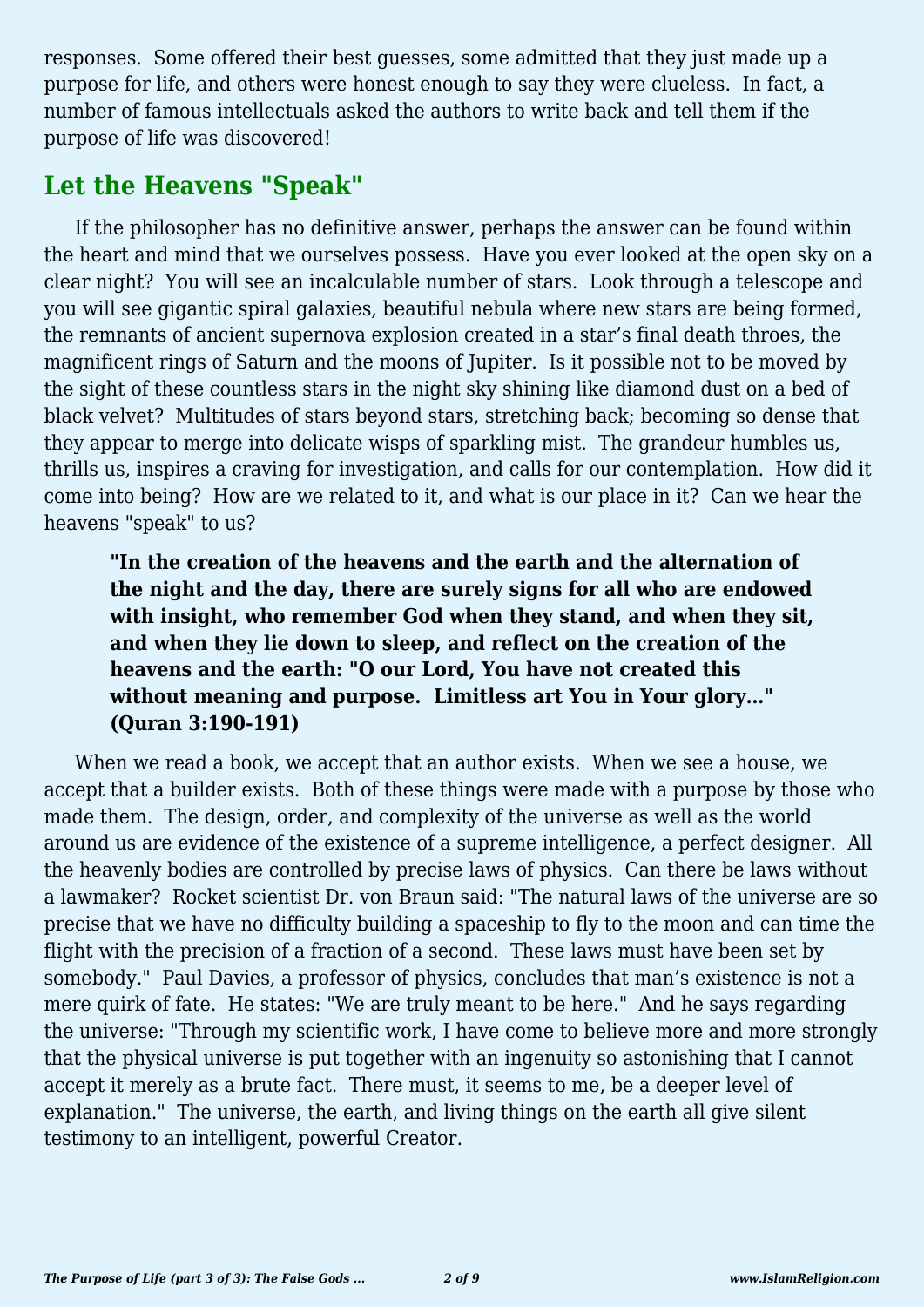responses.  Some offered their best guesses, some admitted that they just made up a purpose for life, and others were honest enough to say they were clueless.  In fact, a number of famous intellectuals asked the authors to write back and tell them if the purpose of life was discovered!

## Let the Heavens "Speak"

If the philosopher has no definitive answer, perhaps the answer can be found within the heart and mind that we ourselves possess.  Have you ever looked at the open sky on a clear night?  You will see an incalculable number of stars.  Look through a telescope and you will see gigantic spiral galaxies, beautiful nebula where new stars are being formed, the remnants of ancient supernova explosion created in a star's final death throes, the magnificent rings of Saturn and the moons of Jupiter.  Is it possible not to be moved by the sight of these countless stars in the night sky shining like diamond dust on a bed of black velvet?  Multitudes of stars beyond stars, stretching back; becoming so dense that they appear to merge into delicate wisps of sparkling mist.  The grandeur humbles us, thrills us, inspires a craving for investigation, and calls for our contemplation.  How did it come into being?  How are we related to it, and what is our place in it?  Can we hear the heavens "speak" to us?

> **"In the creation of the heavens and the earth and the alternation of the night and the day, there are surely signs for all who are endowed with insight, who remember God when they stand, and when they sit, and when they lie down to sleep, and reflect on the creation of the heavens and the earth: "O our Lord, You have not created this without meaning and purpose.  Limitless art You in Your glory…" (Quran 3:190-191)**

When we read a book, we accept that an author exists.  When we see a house, we accept that a builder exists.  Both of these things were made with a purpose by those who made them.  The design, order, and complexity of the universe as well as the world around us are evidence of the existence of a supreme intelligence, a perfect designer.  All the heavenly bodies are controlled by precise laws of physics.  Can there be laws without a lawmaker?  Rocket scientist Dr. von Braun said: "The natural laws of the universe are so precise that we have no difficulty building a spaceship to fly to the moon and can time the flight with the precision of a fraction of a second.  These laws must have been set by somebody."  Paul Davies, a professor of physics, concludes that man's existence is not a mere quirk of fate.  He states: "We are truly meant to be here."  And he says regarding the universe: "Through my scientific work, I have come to believe more and more strongly that the physical universe is put together with an ingenuity so astonishing that I cannot accept it merely as a brute fact.  There must, it seems to me, be a deeper level of explanation."  The universe, the earth, and living things on the earth all give silent testimony to an intelligent, powerful Creator.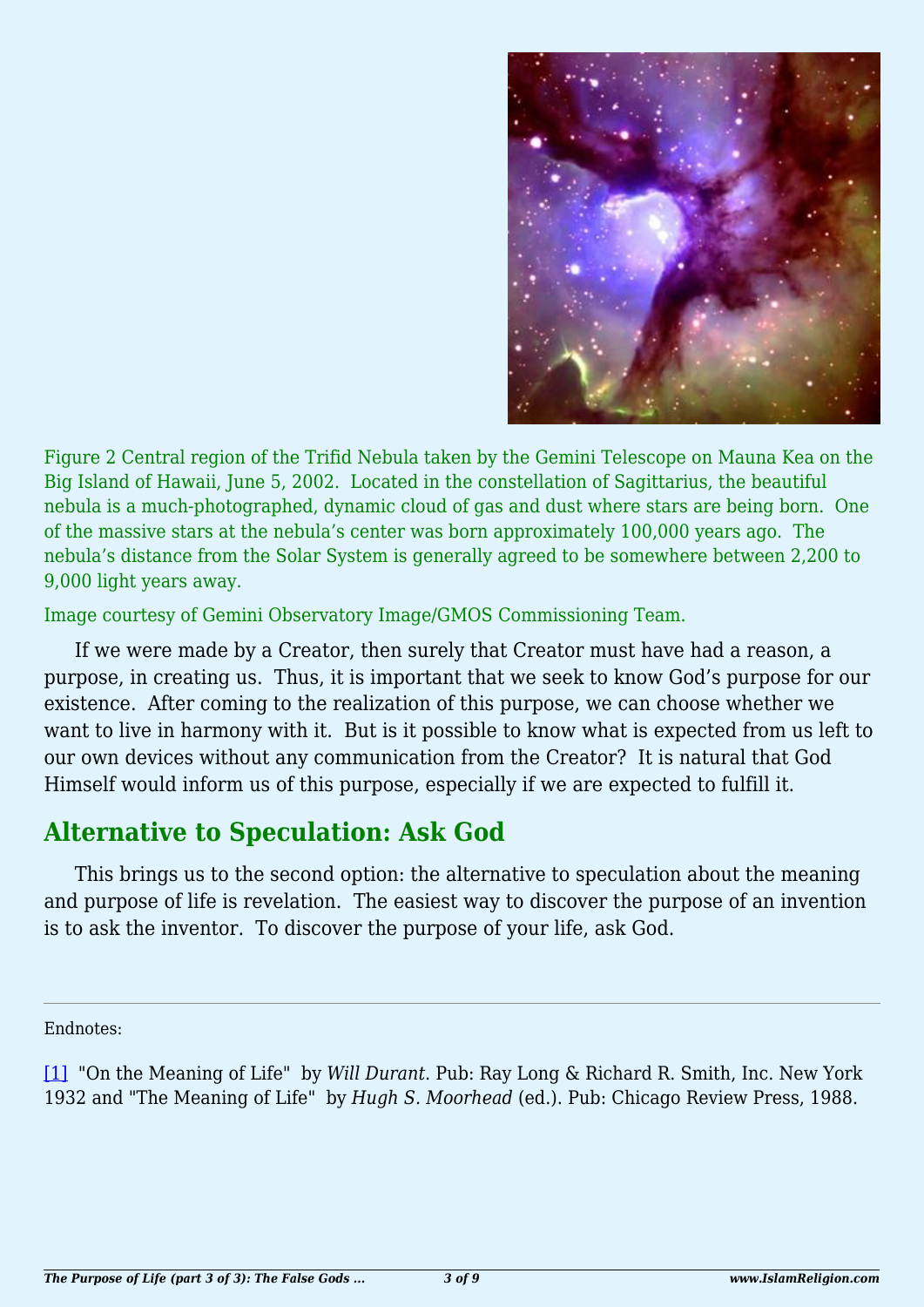Figure 2 Central region of the Trifid Nebula taken by the Gemini Telescope on Mauna Kea on the Big Island of Hawaii, June 5, 2002. Located in the constellation of Sagittarius, the beautiful nebula is a much-photographed, dynamic cloud of gas and dust where stars are being born. One of the massive stars at the nebula's center was born approximately 100,000 years ago. The nebula's distance from the Solar System is generally agreed to be somewhere between 2,200 to 9,000 light years away.

Image courtesy of Gemini Observatory Image/GMOS Commissioning Team.

If we were made by a Creator, then surely that Creator must have had a reason, a purpose, in creating us. Thus, it is important that we seek to know God's purpose for our existence. After coming to the realization of this purpose, we can choose whether we want to live in harmony with it. But is it possible to know what is expected from us left to our own devices without any communication from the Creator? It is natural that God Himself would inform us of this purpose, especially if we are expected to fulfill it.

## Alternative to Speculation: Ask God

This brings us to the second option: the alternative to speculation about the meaning and purpose of life is revelation. The easiest way to discover the purpose of an invention is to ask the inventor. To discover the purpose of your life, ask God.

---

Endnotes:

[1] "On the Meaning of Life" by *Will Durant*. Pub: Ray Long & Richard R. Smith, Inc. New York 1932 and "The Meaning of Life" by *Hugh S. Moorhead* (ed.). Pub: Chicago Review Press, 1988.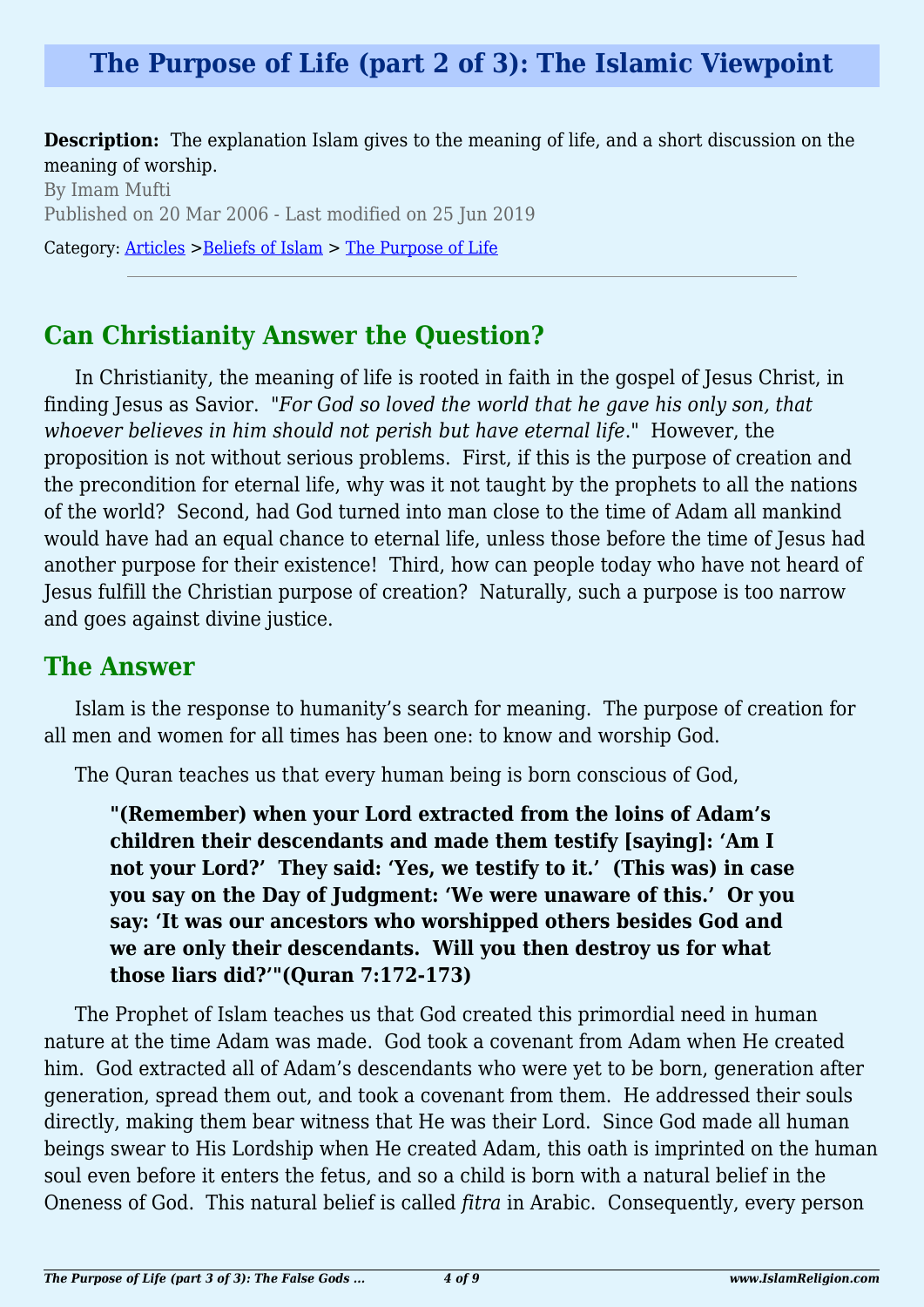# The Purpose of Life (part 2 of 3): The Islamic Viewpoint

**Description:** The explanation Islam gives to the meaning of life, and a short discussion on the meaning of worship.

By Imam Mufti

Published on 20 Mar 2006 - Last modified on 25 Jun 2019

Category: Articles >Beliefs of Islam > The Purpose of Life

---

## Can Christianity Answer the Question?

In Christianity, the meaning of life is rooted in faith in the gospel of Jesus Christ, in finding Jesus as Savior. "*For God so loved the world that he gave his only son, that whoever believes in him should not perish but have eternal life*." However, the proposition is not without serious problems. First, if this is the purpose of creation and the precondition for eternal life, why was it not taught by the prophets to all the nations of the world? Second, had God turned into man close to the time of Adam all mankind would have had an equal chance to eternal life, unless those before the time of Jesus had another purpose for their existence! Third, how can people today who have not heard of Jesus fulfill the Christian purpose of creation? Naturally, such a purpose is too narrow and goes against divine justice.

## The Answer

Islam is the response to humanity's search for meaning. The purpose of creation for all men and women for all times has been one: to know and worship God.

The Quran teaches us that every human being is born conscious of God,

> **"(Remember) when your Lord extracted from the loins of Adam's children their descendants and made them testify [saying]: 'Am I not your Lord?' They said: 'Yes, we testify to it.' (This was) in case you say on the Day of Judgment: 'We were unaware of this.' Or you say: 'It was our ancestors who worshipped others besides God and we are only their descendants. Will you then destroy us for what those liars did?'"(Quran 7:172-173)**

The Prophet of Islam teaches us that God created this primordial need in human nature at the time Adam was made. God took a covenant from Adam when He created him. God extracted all of Adam's descendants who were yet to be born, generation after generation, spread them out, and took a covenant from them. He addressed their souls directly, making them bear witness that He was their Lord. Since God made all human beings swear to His Lordship when He created Adam, this oath is imprinted on the human soul even before it enters the fetus, and so a child is born with a natural belief in the Oneness of God. This natural belief is called *fitra* in Arabic. Consequently, every person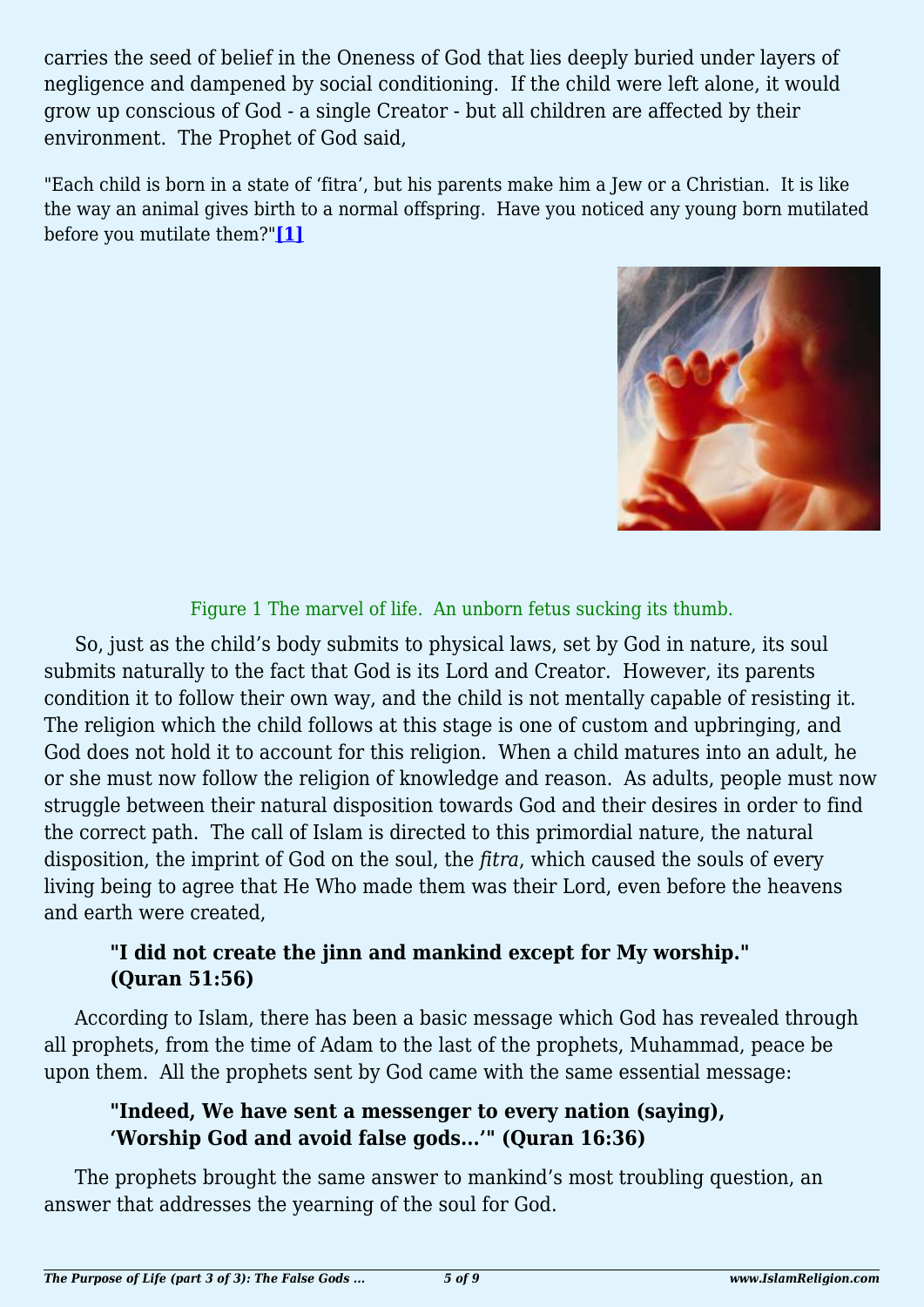carries the seed of belief in the Oneness of God that lies deeply buried under layers of negligence and dampened by social conditioning. If the child were left alone, it would grow up conscious of God - a single Creator - but all children are affected by their environment. The Prophet of God said,

"Each child is born in a state of 'fitra', but his parents make him a Jew or a Christian. It is like the way an animal gives birth to a normal offspring. Have you noticed any young born mutilated before you mutilate them?"[1]

Figure 1 The marvel of life. An unborn fetus sucking its thumb.

So, just as the child's body submits to physical laws, set by God in nature, its soul submits naturally to the fact that God is its Lord and Creator. However, its parents condition it to follow their own way, and the child is not mentally capable of resisting it. The religion which the child follows at this stage is one of custom and upbringing, and God does not hold it to account for this religion. When a child matures into an adult, he or she must now follow the religion of knowledge and reason. As adults, people must now struggle between their natural disposition towards God and their desires in order to find the correct path. The call of Islam is directed to this primordial nature, the natural disposition, the imprint of God on the soul, the *fitra*, which caused the souls of every living being to agree that He Who made them was their Lord, even before the heavens and earth were created,

> **"I did not create the jinn and mankind except for My worship." (Quran 51:56)**

According to Islam, there has been a basic message which God has revealed through all prophets, from the time of Adam to the last of the prophets, Muhammad, peace be upon them. All the prophets sent by God came with the same essential message:

> **"Indeed, We have sent a messenger to every nation (saying), 'Worship God and avoid false gods…'" (Quran 16:36)**

The prophets brought the same answer to mankind's most troubling question, an answer that addresses the yearning of the soul for God.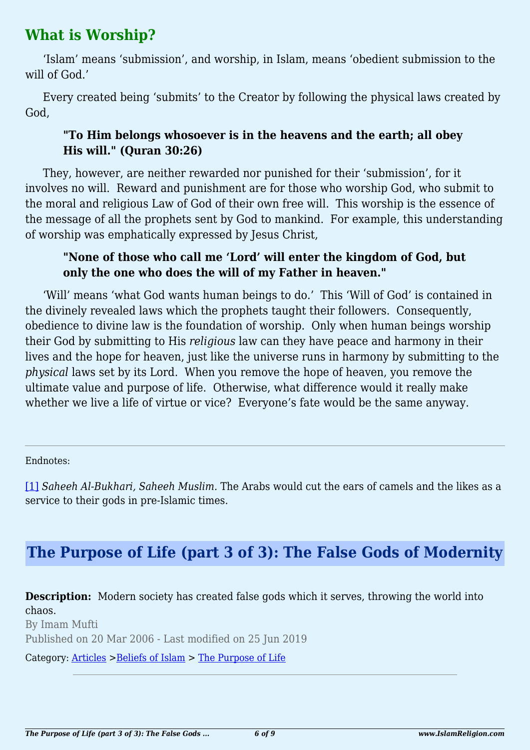## What is Worship?

'Islam' means 'submission', and worship, in Islam, means 'obedient submission to the will of God.'

Every created being 'submits' to the Creator by following the physical laws created by God,

> **"To Him belongs whosoever is in the heavens and the earth; all obey His will." (Quran 30:26)**

They, however, are neither rewarded nor punished for their 'submission', for it involves no will. Reward and punishment are for those who worship God, who submit to the moral and religious Law of God of their own free will. This worship is the essence of the message of all the prophets sent by God to mankind. For example, this understanding of worship was emphatically expressed by Jesus Christ,

> **"None of those who call me 'Lord' will enter the kingdom of God, but only the one who does the will of my Father in heaven."**

'Will' means 'what God wants human beings to do.' This 'Will of God' is contained in the divinely revealed laws which the prophets taught their followers. Consequently, obedience to divine law is the foundation of worship. Only when human beings worship their God by submitting to His *religious* law can they have peace and harmony in their lives and the hope for heaven, just like the universe runs in harmony by submitting to the *physical* laws set by its Lord. When you remove the hope of heaven, you remove the ultimate value and purpose of life. Otherwise, what difference would it really make whether we live a life of virtue or vice? Everyone's fate would be the same anyway.

---

Endnotes:

[1] *Saheeh Al-Bukhari, Saheeh Muslim*. The Arabs would cut the ears of camels and the likes as a service to their gods in pre-Islamic times.

# The Purpose of Life (part 3 of 3): The False Gods of Modernity

**Description:** Modern society has created false gods which it serves, throwing the world into chaos.

By Imam Mufti

Published on 20 Mar 2006 - Last modified on 25 Jun 2019

Category: Articles >Beliefs of Islam > The Purpose of Life

---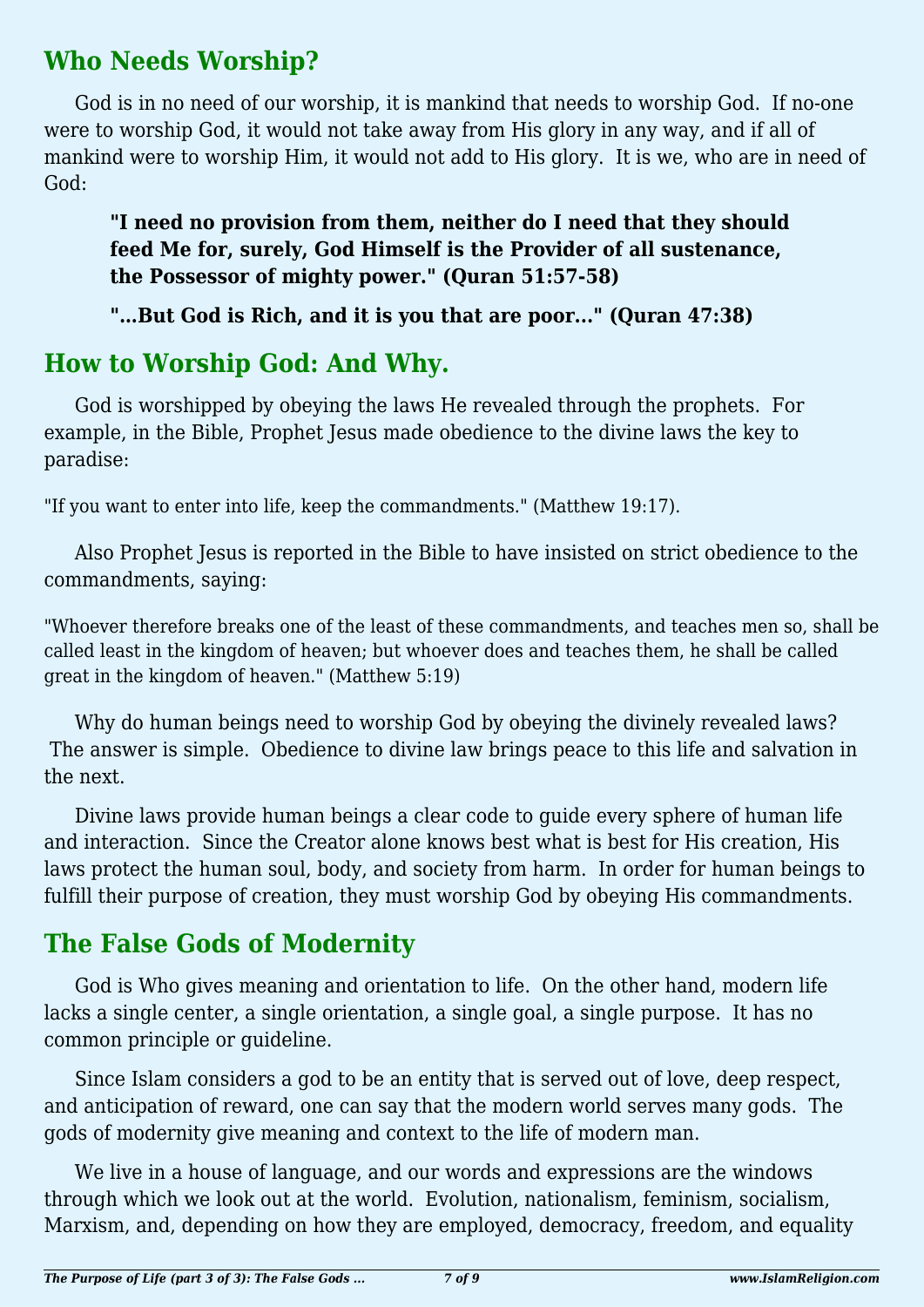## Who Needs Worship?

God is in no need of our worship, it is mankind that needs to worship God. If no-one were to worship God, it would not take away from His glory in any way, and if all of mankind were to worship Him, it would not add to His glory. It is we, who are in need of God:

> **"I need no provision from them, neither do I need that they should feed Me for, surely, God Himself is the Provider of all sustenance, the Possessor of mighty power." (Quran 51:57-58)**
>
> **"...But God is Rich, and it is you that are poor..." (Quran 47:38)**

## How to Worship God: And Why.

God is worshipped by obeying the laws He revealed through the prophets. For example, in the Bible, Prophet Jesus made obedience to the divine laws the key to paradise:

"If you want to enter into life, keep the commandments." (Matthew 19:17).

Also Prophet Jesus is reported in the Bible to have insisted on strict obedience to the commandments, saying:

"Whoever therefore breaks one of the least of these commandments, and teaches men so, shall be called least in the kingdom of heaven; but whoever does and teaches them, he shall be called great in the kingdom of heaven." (Matthew 5:19)

Why do human beings need to worship God by obeying the divinely revealed laws? The answer is simple. Obedience to divine law brings peace to this life and salvation in the next.

Divine laws provide human beings a clear code to guide every sphere of human life and interaction. Since the Creator alone knows best what is best for His creation, His laws protect the human soul, body, and society from harm. In order for human beings to fulfill their purpose of creation, they must worship God by obeying His commandments.

## The False Gods of Modernity

God is Who gives meaning and orientation to life. On the other hand, modern life lacks a single center, a single orientation, a single goal, a single purpose. It has no common principle or guideline.

Since Islam considers a god to be an entity that is served out of love, deep respect, and anticipation of reward, one can say that the modern world serves many gods. The gods of modernity give meaning and context to the life of modern man.

We live in a house of language, and our words and expressions are the windows through which we look out at the world. Evolution, nationalism, feminism, socialism, Marxism, and, depending on how they are employed, democracy, freedom, and equality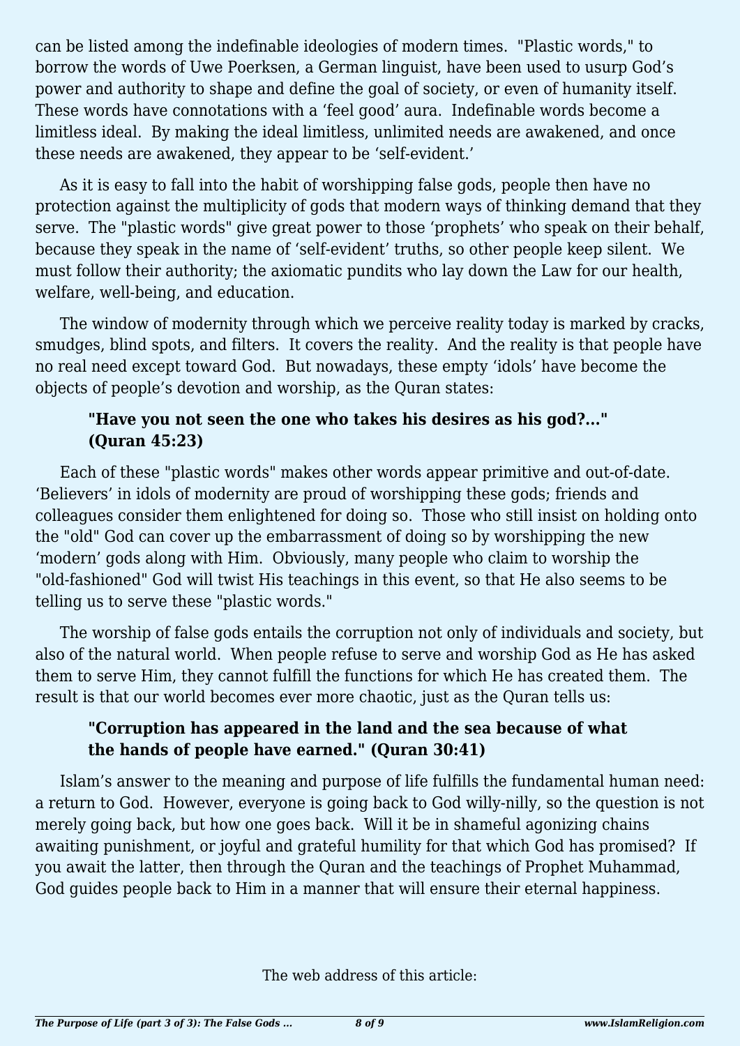can be listed among the indefinable ideologies of modern times. "Plastic words," to borrow the words of Uwe Poerksen, a German linguist, have been used to usurp God's power and authority to shape and define the goal of society, or even of humanity itself. These words have connotations with a 'feel good' aura. Indefinable words become a limitless ideal. By making the ideal limitless, unlimited needs are awakened, and once these needs are awakened, they appear to be 'self-evident.'

As it is easy to fall into the habit of worshipping false gods, people then have no protection against the multiplicity of gods that modern ways of thinking demand that they serve. The "plastic words" give great power to those 'prophets' who speak on their behalf, because they speak in the name of 'self-evident' truths, so other people keep silent. We must follow their authority; the axiomatic pundits who lay down the Law for our health, welfare, well-being, and education.

The window of modernity through which we perceive reality today is marked by cracks, smudges, blind spots, and filters. It covers the reality. And the reality is that people have no real need except toward God. But nowadays, these empty 'idols' have become the objects of people's devotion and worship, as the Quran states:

> **"Have you not seen the one who takes his desires as his god?..." (Quran 45:23)**

Each of these "plastic words" makes other words appear primitive and out-of-date. 'Believers' in idols of modernity are proud of worshipping these gods; friends and colleagues consider them enlightened for doing so. Those who still insist on holding onto the "old" God can cover up the embarrassment of doing so by worshipping the new 'modern' gods along with Him. Obviously, many people who claim to worship the "old-fashioned" God will twist His teachings in this event, so that He also seems to be telling us to serve these "plastic words."

The worship of false gods entails the corruption not only of individuals and society, but also of the natural world. When people refuse to serve and worship God as He has asked them to serve Him, they cannot fulfill the functions for which He has created them. The result is that our world becomes ever more chaotic, just as the Quran tells us:

> **"Corruption has appeared in the land and the sea because of what the hands of people have earned." (Quran 30:41)**

Islam's answer to the meaning and purpose of life fulfills the fundamental human need: a return to God. However, everyone is going back to God willy-nilly, so the question is not merely going back, but how one goes back. Will it be in shameful agonizing chains awaiting punishment, or joyful and grateful humility for that which God has promised? If you await the latter, then through the Quran and the teachings of Prophet Muhammad, God guides people back to Him in a manner that will ensure their eternal happiness.

The web address of this article: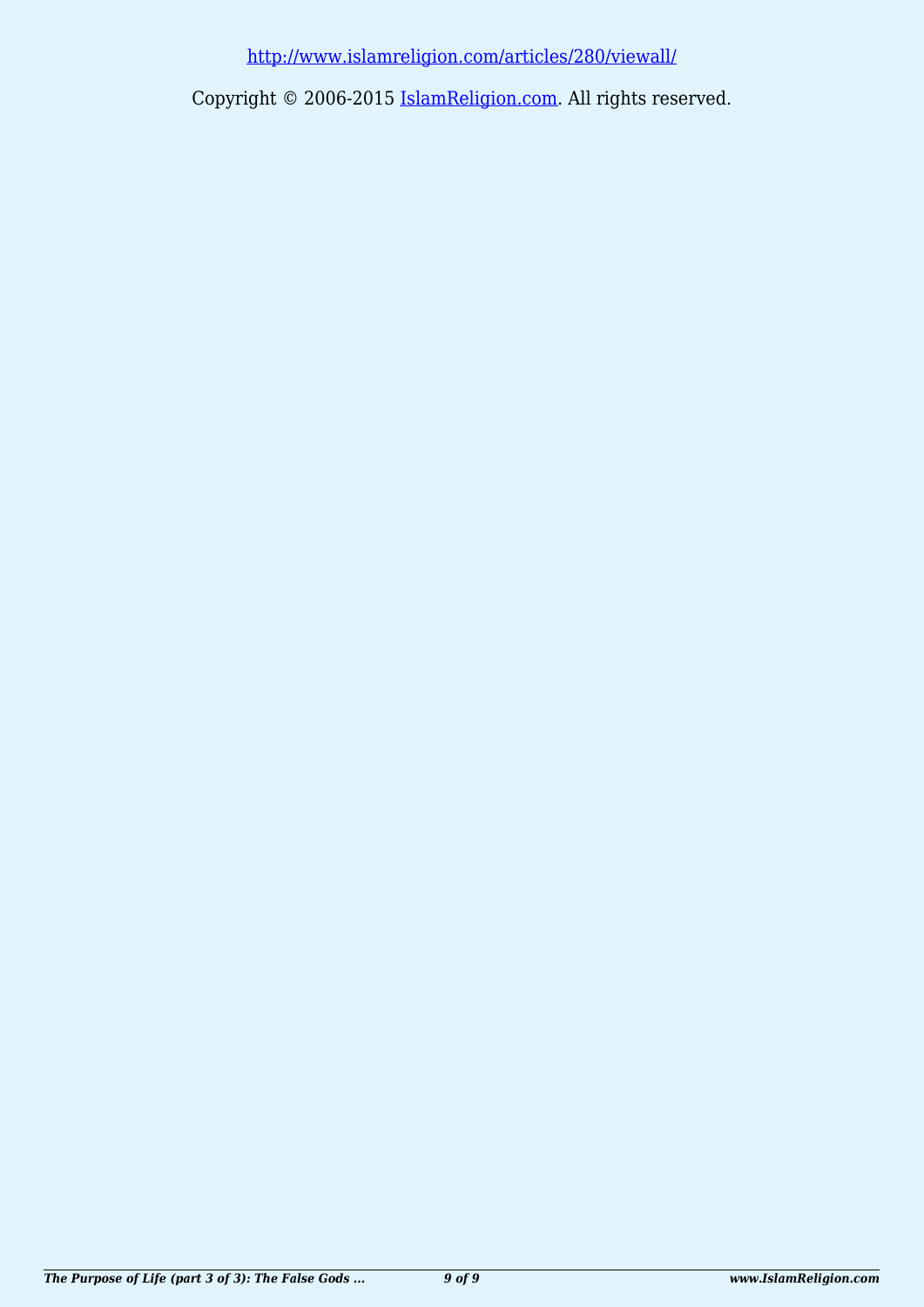http://www.islamreligion.com/articles/280/viewall/

Copyright © 2006-2015 IslamReligion.com. All rights reserved.